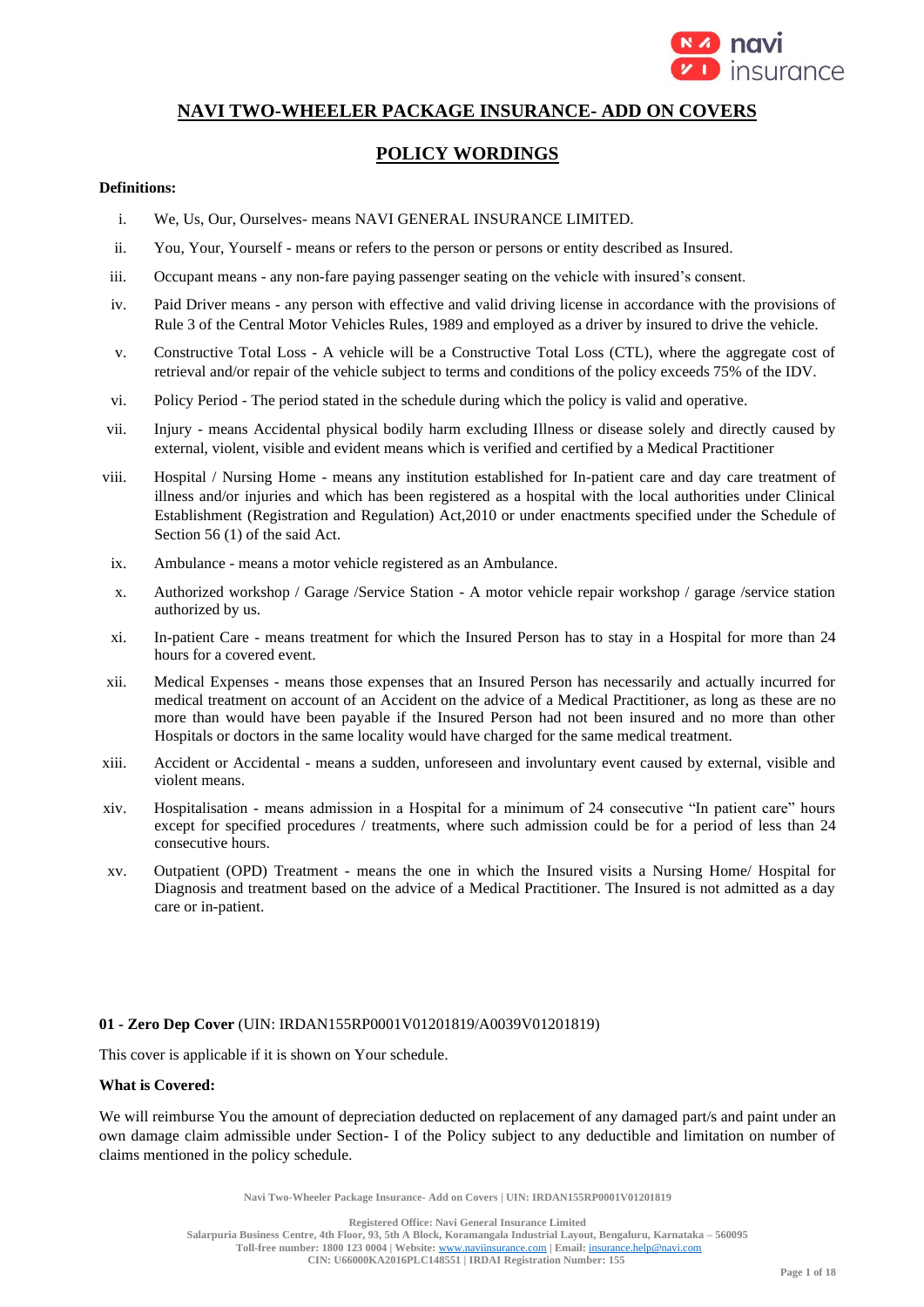# NAVI TWO-WHEELER PACKAGE INSURANCE- ADD ON COVERS

## POLICY WORDINGS

**Definitions:**

i. We, Us, Our, Ourselves- means NAVI GENERAL INSURANCE LIMITED.

ii. You, Your, Yourself - means or refers to the person or persons or entity described as Insured.

iii. Occupant means - any non-fare paying passenger seating on the vehicle with insured's consent.

iv. Paid Driver means - any person with effective and valid driving license in accordance with the provisions of Rule 3 of the Central Motor Vehicles Rules, 1989 and employed as a driver by insured to drive the vehicle.

v. Constructive Total Loss - A vehicle will be a Constructive Total Loss (CTL), where the aggregate cost of retrieval and/or repair of the vehicle subject to terms and conditions of the policy exceeds 75% of the IDV.

vi. Policy Period - The period stated in the schedule during which the policy is valid and operative.

vii. Injury - means Accidental physical bodily harm excluding Illness or disease solely and directly caused by external, violent, visible and evident means which is verified and certified by a Medical Practitioner

viii. Hospital / Nursing Home - means any institution established for In-patient care and day care treatment of illness and/or injuries and which has been registered as a hospital with the local authorities under Clinical Establishment (Registration and Regulation) Act,2010 or under enactments specified under the Schedule of Section 56 (1) of the said Act.

ix. Ambulance - means a motor vehicle registered as an Ambulance.

x. Authorized workshop / Garage /Service Station - A motor vehicle repair workshop / garage /service station authorized by us.

xi. In-patient Care - means treatment for which the Insured Person has to stay in a Hospital for more than 24 hours for a covered event.

xii. Medical Expenses - means those expenses that an Insured Person has necessarily and actually incurred for medical treatment on account of an Accident on the advice of a Medical Practitioner, as long as these are no more than would have been payable if the Insured Person had not been insured and no more than other Hospitals or doctors in the same locality would have charged for the same medical treatment.

xiii. Accident or Accidental - means a sudden, unforeseen and involuntary event caused by external, visible and violent means.

xiv. Hospitalisation - means admission in a Hospital for a minimum of 24 consecutive "In patient care" hours except for specified procedures / treatments, where such admission could be for a period of less than 24 consecutive hours.

xv. Outpatient (OPD) Treatment - means the one in which the Insured visits a Nursing Home/ Hospital for Diagnosis and treatment based on the advice of a Medical Practitioner. The Insured is not admitted as a day care or in-patient.

**01 - Zero Dep Cover** (UIN: IRDAN155RP0001V01201819/A0039V01201819)

This cover is applicable if it is shown on Your schedule.

**What is Covered:**

We will reimburse You the amount of depreciation deducted on replacement of any damaged part/s and paint under an own damage claim admissible under Section- I of the Policy subject to any deductible and limitation on number of claims mentioned in the policy schedule.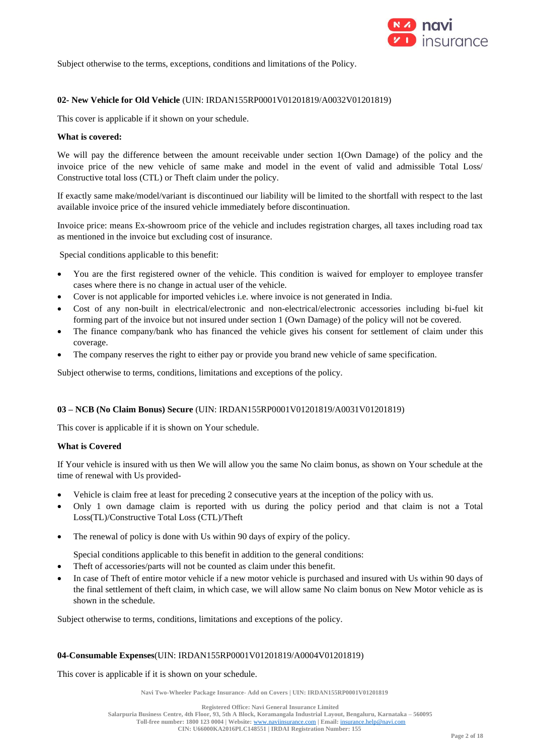Subject otherwise to the terms, exceptions, conditions and limitations of the Policy.

**02- New Vehicle for Old Vehicle** (UIN: IRDAN155RP0001V01201819/A0032V01201819)

This cover is applicable if it shown on your schedule.

**What is covered:**

We will pay the difference between the amount receivable under section 1(Own Damage) of the policy and the invoice price of the new vehicle of same make and model in the event of valid and admissible Total Loss/ Constructive total loss (CTL) or Theft claim under the policy.

If exactly same make/model/variant is discontinued our liability will be limited to the shortfall with respect to the last available invoice price of the insured vehicle immediately before discontinuation.

Invoice price: means Ex-showroom price of the vehicle and includes registration charges, all taxes including road tax as mentioned in the invoice but excluding cost of insurance.

Special conditions applicable to this benefit:

- You are the first registered owner of the vehicle. This condition is waived for employer to employee transfer cases where there is no change in actual user of the vehicle.
- Cover is not applicable for imported vehicles i.e. where invoice is not generated in India.
- Cost of any non-built in electrical/electronic and non-electrical/electronic accessories including bi-fuel kit forming part of the invoice but not insured under section 1 (Own Damage) of the policy will not be covered.
- The finance company/bank who has financed the vehicle gives his consent for settlement of claim under this coverage.
- The company reserves the right to either pay or provide you brand new vehicle of same specification.

Subject otherwise to terms, conditions, limitations and exceptions of the policy.

**03 – NCB (No Claim Bonus) Secure** (UIN: IRDAN155RP0001V01201819/A0031V01201819)

This cover is applicable if it is shown on Your schedule.

**What is Covered**

If Your vehicle is insured with us then We will allow you the same No claim bonus, as shown on Your schedule at the time of renewal with Us provided-

- Vehicle is claim free at least for preceding 2 consecutive years at the inception of the policy with us.
- Only 1 own damage claim is reported with us during the policy period and that claim is not a Total Loss(TL)/Constructive Total Loss (CTL)/Theft
- The renewal of policy is done with Us within 90 days of expiry of the policy.

Special conditions applicable to this benefit in addition to the general conditions:

- Theft of accessories/parts will not be counted as claim under this benefit.
- In case of Theft of entire motor vehicle if a new motor vehicle is purchased and insured with Us within 90 days of the final settlement of theft claim, in which case, we will allow same No claim bonus on New Motor vehicle as is shown in the schedule.

Subject otherwise to terms, conditions, limitations and exceptions of the policy.

**04-Consumable Expenses**(UIN: IRDAN155RP0001V01201819/A0004V01201819)

This cover is applicable if it is shown on your schedule.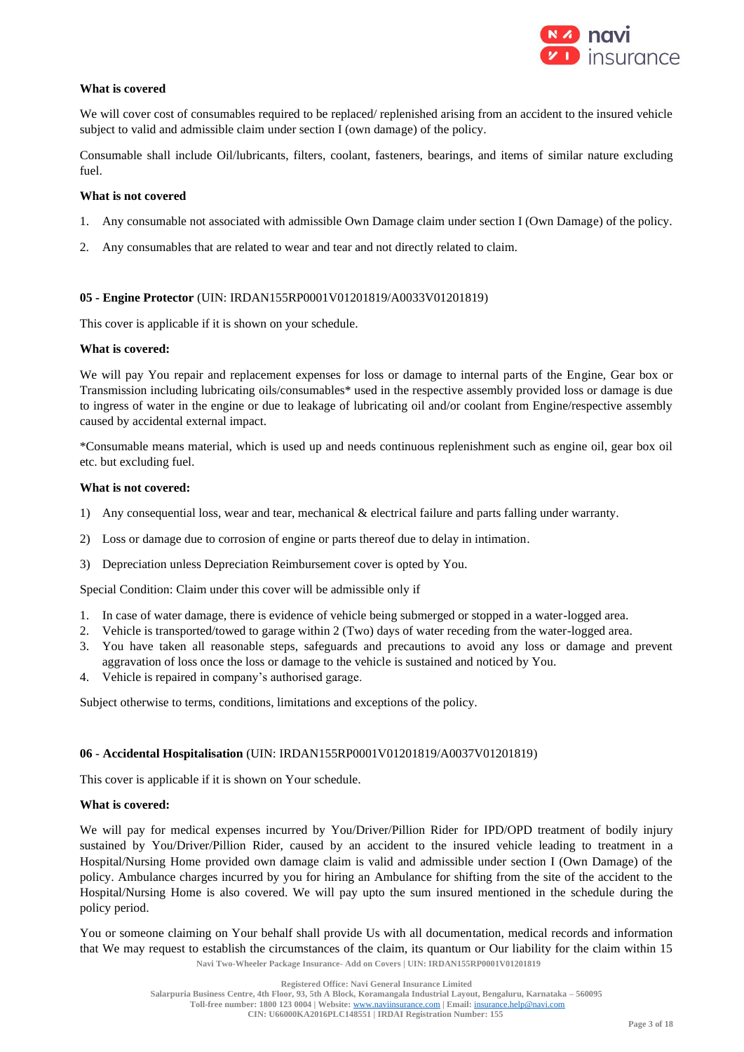**What is covered**

We will cover cost of consumables required to be replaced/ replenished arising from an accident to the insured vehicle subject to valid and admissible claim under section I (own damage) of the policy.

Consumable shall include Oil/lubricants, filters, coolant, fasteners, bearings, and items of similar nature excluding fuel.

**What is not covered**

1. Any consumable not associated with admissible Own Damage claim under section I (Own Damage) of the policy.
2. Any consumables that are related to wear and tear and not directly related to claim.

**05 - Engine Protector** (UIN: IRDAN155RP0001V01201819/A0033V01201819)

This cover is applicable if it is shown on your schedule.

**What is covered:**

We will pay You repair and replacement expenses for loss or damage to internal parts of the Engine, Gear box or Transmission including lubricating oils/consumables* used in the respective assembly provided loss or damage is due to ingress of water in the engine or due to leakage of lubricating oil and/or coolant from Engine/respective assembly caused by accidental external impact.

*Consumable means material, which is used up and needs continuous replenishment such as engine oil, gear box oil etc. but excluding fuel.

**What is not covered:**

1) Any consequential loss, wear and tear, mechanical & electrical failure and parts falling under warranty.
2) Loss or damage due to corrosion of engine or parts thereof due to delay in intimation.
3) Depreciation unless Depreciation Reimbursement cover is opted by You.

Special Condition: Claim under this cover will be admissible only if

1. In case of water damage, there is evidence of vehicle being submerged or stopped in a water-logged area.
2. Vehicle is transported/towed to garage within 2 (Two) days of water receding from the water-logged area.
3. You have taken all reasonable steps, safeguards and precautions to avoid any loss or damage and prevent aggravation of loss once the loss or damage to the vehicle is sustained and noticed by You.
4. Vehicle is repaired in company's authorised garage.

Subject otherwise to terms, conditions, limitations and exceptions of the policy.

**06 - Accidental Hospitalisation** (UIN: IRDAN155RP0001V01201819/A0037V01201819)

This cover is applicable if it is shown on Your schedule.

**What is covered:**

We will pay for medical expenses incurred by You/Driver/Pillion Rider for IPD/OPD treatment of bodily injury sustained by You/Driver/Pillion Rider, caused by an accident to the insured vehicle leading to treatment in a Hospital/Nursing Home provided own damage claim is valid and admissible under section I (Own Damage) of the policy. Ambulance charges incurred by you for hiring an Ambulance for shifting from the site of the accident to the Hospital/Nursing Home is also covered. We will pay upto the sum insured mentioned in the schedule during the policy period.

You or someone claiming on Your behalf shall provide Us with all documentation, medical records and information that We may request to establish the circumstances of the claim, its quantum or Our liability for the claim within 15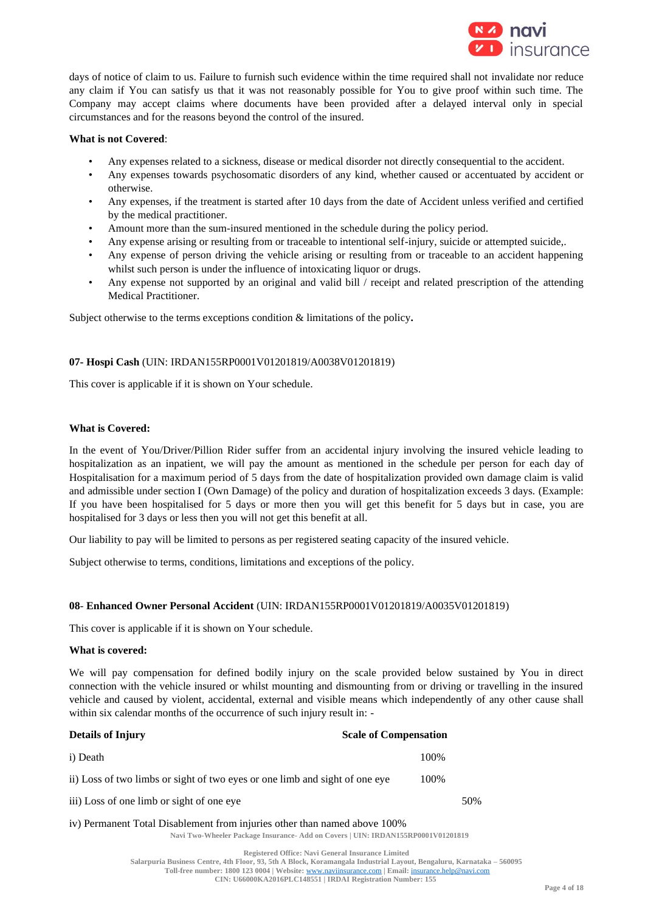days of notice of claim to us. Failure to furnish such evidence within the time required shall not invalidate nor reduce any claim if You can satisfy us that it was not reasonably possible for You to give proof within such time. The Company may accept claims where documents have been provided after a delayed interval only in special circumstances and for the reasons beyond the control of the insured.

**What is not Covered**:

- Any expenses related to a sickness, disease or medical disorder not directly consequential to the accident.
- Any expenses towards psychosomatic disorders of any kind, whether caused or accentuated by accident or otherwise.
- Any expenses, if the treatment is started after 10 days from the date of Accident unless verified and certified by the medical practitioner.
- Amount more than the sum-insured mentioned in the schedule during the policy period.
- Any expense arising or resulting from or traceable to intentional self-injury, suicide or attempted suicide,.
- Any expense of person driving the vehicle arising or resulting from or traceable to an accident happening whilst such person is under the influence of intoxicating liquor or drugs.
- Any expense not supported by an original and valid bill / receipt and related prescription of the attending Medical Practitioner.

Subject otherwise to the terms exceptions condition & limitations of the policy**.**

**07- Hospi Cash** (UIN: IRDAN155RP0001V01201819/A0038V01201819)

This cover is applicable if it is shown on Your schedule.

**What is Covered:**

In the event of You/Driver/Pillion Rider suffer from an accidental injury involving the insured vehicle leading to hospitalization as an inpatient, we will pay the amount as mentioned in the schedule per person for each day of Hospitalisation for a maximum period of 5 days from the date of hospitalization provided own damage claim is valid and admissible under section I (Own Damage) of the policy and duration of hospitalization exceeds 3 days. (Example: If you have been hospitalised for 5 days or more then you will get this benefit for 5 days but in case, you are hospitalised for 3 days or less then you will not get this benefit at all.

Our liability to pay will be limited to persons as per registered seating capacity of the insured vehicle.

Subject otherwise to terms, conditions, limitations and exceptions of the policy.

**08- Enhanced Owner Personal Accident** (UIN: IRDAN155RP0001V01201819/A0035V01201819)

This cover is applicable if it is shown on Your schedule.

**What is covered:**

We will pay compensation for defined bodily injury on the scale provided below sustained by You in direct connection with the vehicle insured or whilst mounting and dismounting from or driving or travelling in the insured vehicle and caused by violent, accidental, external and visible means which independently of any other cause shall within six calendar months of the occurrence of such injury result in: -

| Details of Injury | Scale of Compensation |
|---|---|
| i) Death | 100% |
| ii) Loss of two limbs or sight of two eyes or one limb and sight of one eye | 100% |
| iii) Loss of one limb or sight of one eye | 50% |
| iv) Permanent Total Disablement from injuries other than named above | 100% |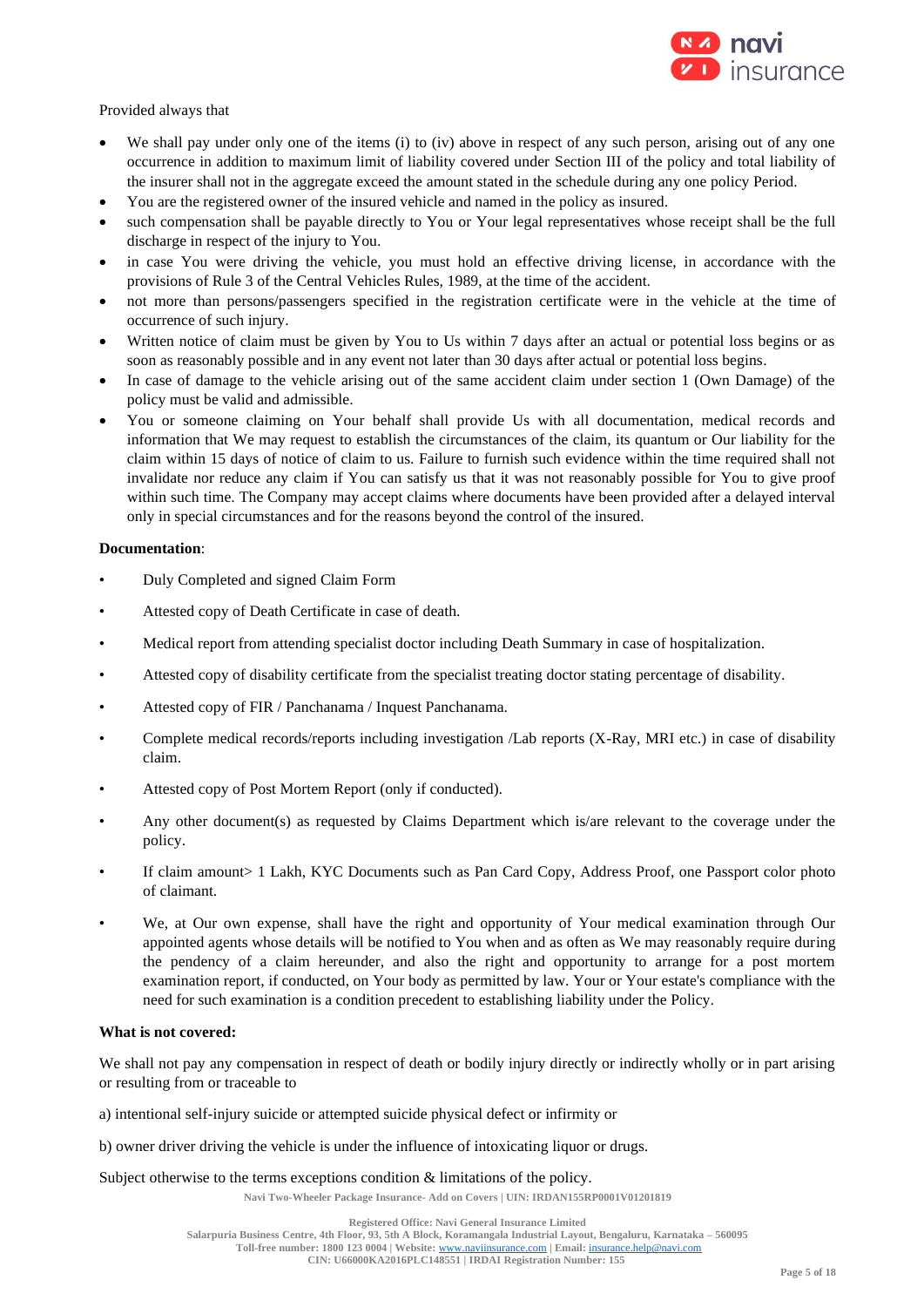Provided always that

- We shall pay under only one of the items (i) to (iv) above in respect of any such person, arising out of any one occurrence in addition to maximum limit of liability covered under Section III of the policy and total liability of the insurer shall not in the aggregate exceed the amount stated in the schedule during any one policy Period.
- You are the registered owner of the insured vehicle and named in the policy as insured.
- such compensation shall be payable directly to You or Your legal representatives whose receipt shall be the full discharge in respect of the injury to You.
- in case You were driving the vehicle, you must hold an effective driving license, in accordance with the provisions of Rule 3 of the Central Vehicles Rules, 1989, at the time of the accident.
- not more than persons/passengers specified in the registration certificate were in the vehicle at the time of occurrence of such injury.
- Written notice of claim must be given by You to Us within 7 days after an actual or potential loss begins or as soon as reasonably possible and in any event not later than 30 days after actual or potential loss begins.
- In case of damage to the vehicle arising out of the same accident claim under section 1 (Own Damage) of the policy must be valid and admissible.
- You or someone claiming on Your behalf shall provide Us with all documentation, medical records and information that We may request to establish the circumstances of the claim, its quantum or Our liability for the claim within 15 days of notice of claim to us. Failure to furnish such evidence within the time required shall not invalidate nor reduce any claim if You can satisfy us that it was not reasonably possible for You to give proof within such time. The Company may accept claims where documents have been provided after a delayed interval only in special circumstances and for the reasons beyond the control of the insured.

**Documentation**:

- Duly Completed and signed Claim Form
- Attested copy of Death Certificate in case of death.
- Medical report from attending specialist doctor including Death Summary in case of hospitalization.
- Attested copy of disability certificate from the specialist treating doctor stating percentage of disability.
- Attested copy of FIR / Panchanama / Inquest Panchanama.
- Complete medical records/reports including investigation /Lab reports (X-Ray, MRI etc.) in case of disability claim.
- Attested copy of Post Mortem Report (only if conducted).
- Any other document(s) as requested by Claims Department which is/are relevant to the coverage under the policy.
- If claim amount> 1 Lakh, KYC Documents such as Pan Card Copy, Address Proof, one Passport color photo of claimant.
- We, at Our own expense, shall have the right and opportunity of Your medical examination through Our appointed agents whose details will be notified to You when and as often as We may reasonably require during the pendency of a claim hereunder, and also the right and opportunity to arrange for a post mortem examination report, if conducted, on Your body as permitted by law. Your or Your estate's compliance with the need for such examination is a condition precedent to establishing liability under the Policy.

**What is not covered:**

We shall not pay any compensation in respect of death or bodily injury directly or indirectly wholly or in part arising or resulting from or traceable to

a) intentional self-injury suicide or attempted suicide physical defect or infirmity or

b) owner driver driving the vehicle is under the influence of intoxicating liquor or drugs.

Subject otherwise to the terms exceptions condition & limitations of the policy.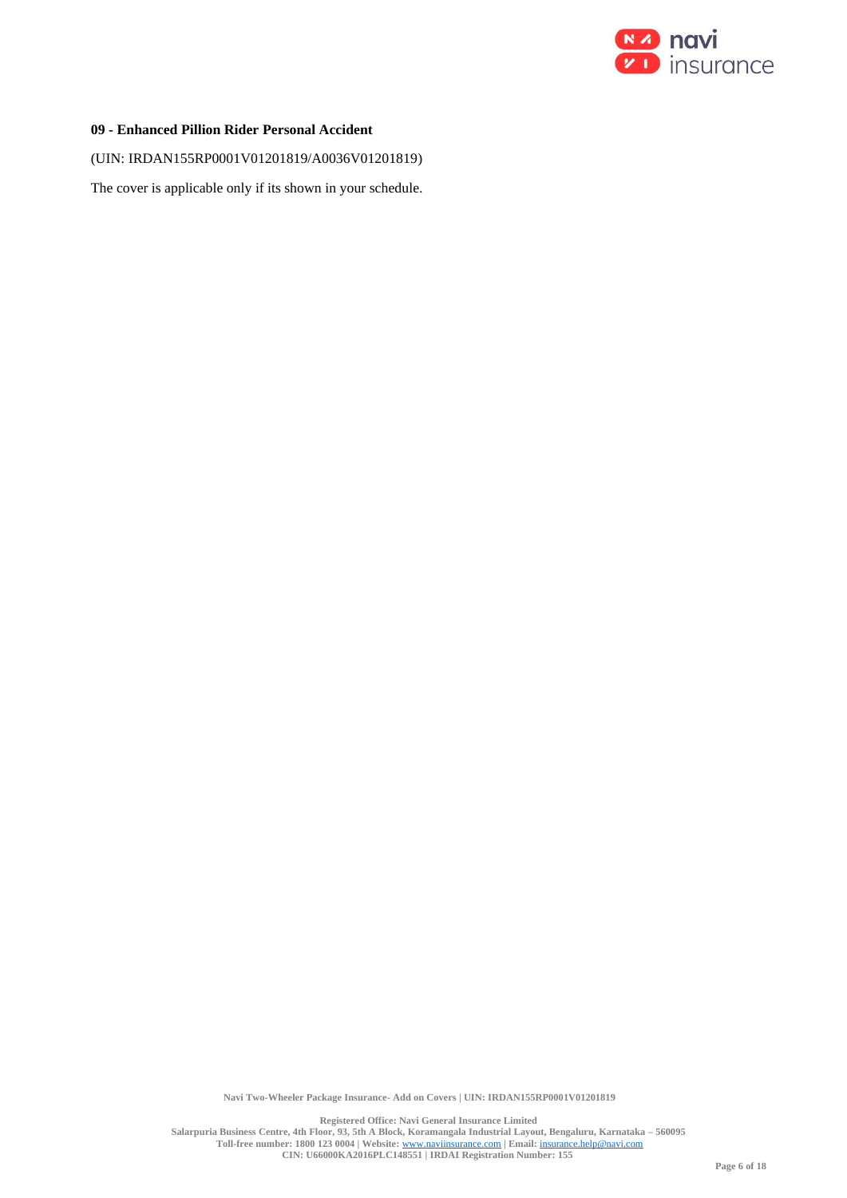**09 - Enhanced Pillion Rider Personal Accident**

(UIN: IRDAN155RP0001V01201819/A0036V01201819)

The cover is applicable only if its shown in your schedule.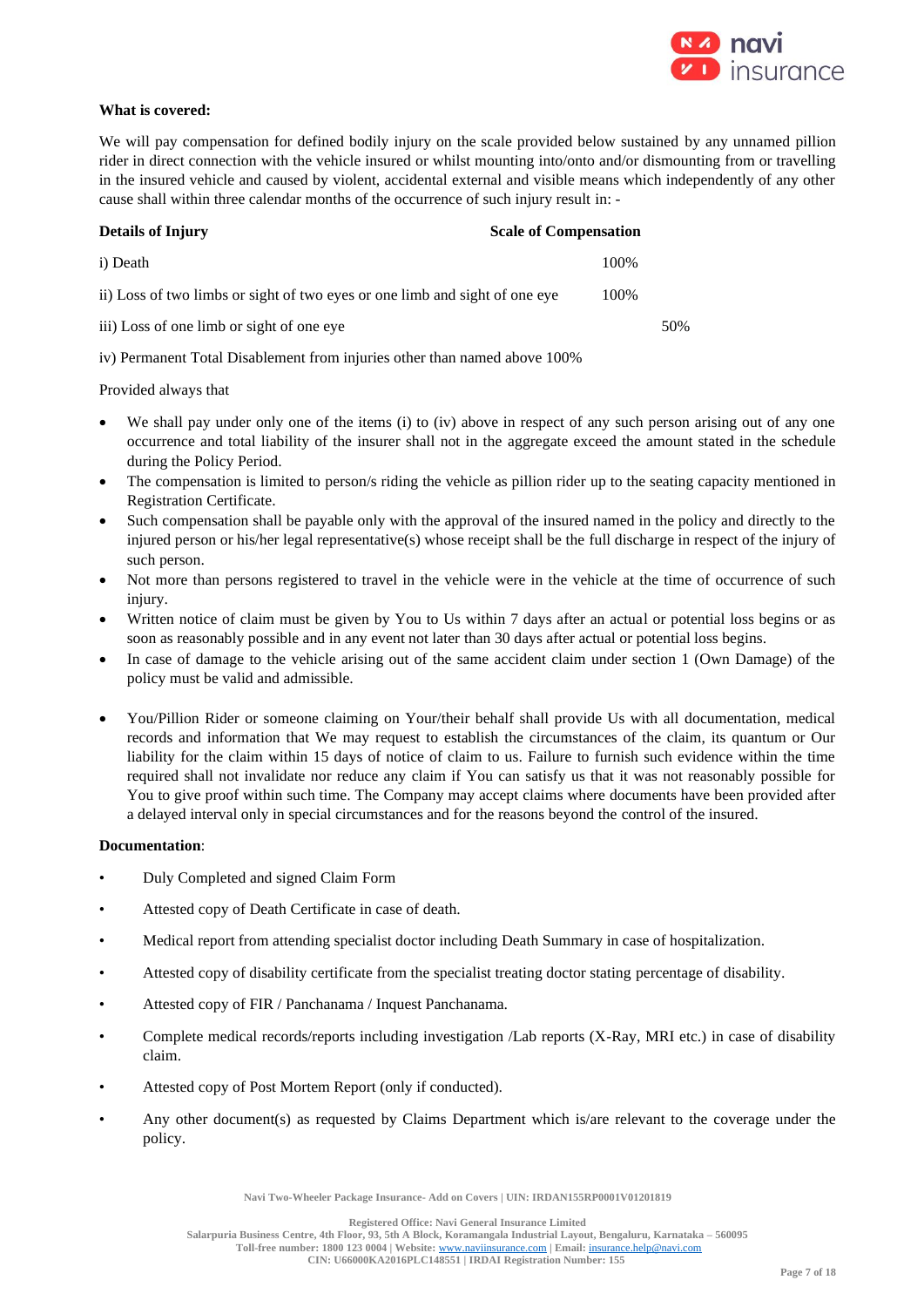**What is covered:**

We will pay compensation for defined bodily injury on the scale provided below sustained by any unnamed pillion rider in direct connection with the vehicle insured or whilst mounting into/onto and/or dismounting from or travelling in the insured vehicle and caused by violent, accidental external and visible means which independently of any other cause shall within three calendar months of the occurrence of such injury result in: -

| Details of Injury | Scale of Compensation |
|---|---|
| i) Death | 100% |
| ii) Loss of two limbs or sight of two eyes or one limb and sight of one eye | 100% |
| iii) Loss of one limb or sight of one eye | 50% |
| iv) Permanent Total Disablement from injuries other than named above | 100% |

Provided always that

- We shall pay under only one of the items (i) to (iv) above in respect of any such person arising out of any one occurrence and total liability of the insurer shall not in the aggregate exceed the amount stated in the schedule during the Policy Period.
- The compensation is limited to person/s riding the vehicle as pillion rider up to the seating capacity mentioned in Registration Certificate.
- Such compensation shall be payable only with the approval of the insured named in the policy and directly to the injured person or his/her legal representative(s) whose receipt shall be the full discharge in respect of the injury of such person.
- Not more than persons registered to travel in the vehicle were in the vehicle at the time of occurrence of such injury.
- Written notice of claim must be given by You to Us within 7 days after an actual or potential loss begins or as soon as reasonably possible and in any event not later than 30 days after actual or potential loss begins.
- In case of damage to the vehicle arising out of the same accident claim under section 1 (Own Damage) of the policy must be valid and admissible.
- You/Pillion Rider or someone claiming on Your/their behalf shall provide Us with all documentation, medical records and information that We may request to establish the circumstances of the claim, its quantum or Our liability for the claim within 15 days of notice of claim to us. Failure to furnish such evidence within the time required shall not invalidate nor reduce any claim if You can satisfy us that it was not reasonably possible for You to give proof within such time. The Company may accept claims where documents have been provided after a delayed interval only in special circumstances and for the reasons beyond the control of the insured.

**Documentation**:

- Duly Completed and signed Claim Form
- Attested copy of Death Certificate in case of death.
- Medical report from attending specialist doctor including Death Summary in case of hospitalization.
- Attested copy of disability certificate from the specialist treating doctor stating percentage of disability.
- Attested copy of FIR / Panchanama / Inquest Panchanama.
- Complete medical records/reports including investigation /Lab reports (X-Ray, MRI etc.) in case of disability claim.
- Attested copy of Post Mortem Report (only if conducted).
- Any other document(s) as requested by Claims Department which is/are relevant to the coverage under the policy.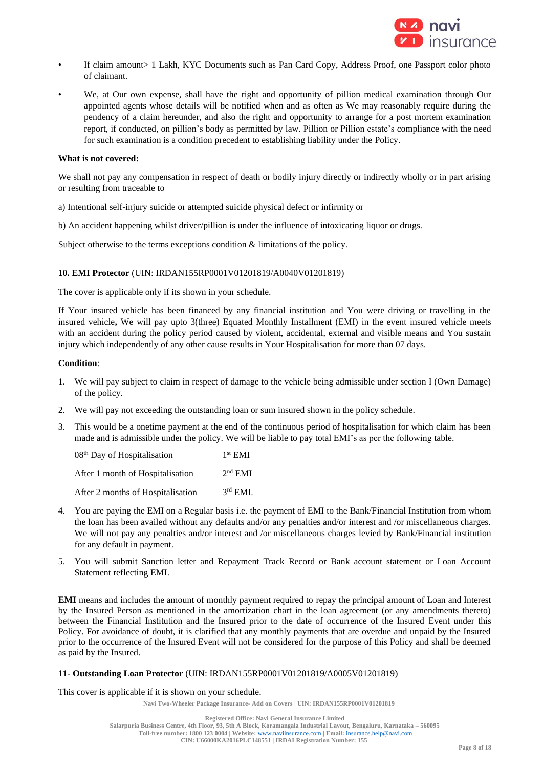- If claim amount> 1 Lakh, KYC Documents such as Pan Card Copy, Address Proof, one Passport color photo of claimant.
- We, at Our own expense, shall have the right and opportunity of pillion medical examination through Our appointed agents whose details will be notified when and as often as We may reasonably require during the pendency of a claim hereunder, and also the right and opportunity to arrange for a post mortem examination report, if conducted, on pillion's body as permitted by law. Pillion or Pillion estate's compliance with the need for such examination is a condition precedent to establishing liability under the Policy.

**What is not covered:**

We shall not pay any compensation in respect of death or bodily injury directly or indirectly wholly or in part arising or resulting from traceable to

a) Intentional self-injury suicide or attempted suicide physical defect or infirmity or

b) An accident happening whilst driver/pillion is under the influence of intoxicating liquor or drugs.

Subject otherwise to the terms exceptions condition & limitations of the policy.

**10. EMI Protector** (UIN: IRDAN155RP0001V01201819/A0040V01201819)

The cover is applicable only if its shown in your schedule.

If Your insured vehicle has been financed by any financial institution and You were driving or travelling in the insured vehicle**,** We will pay upto 3(three) Equated Monthly Installment (EMI) in the event insured vehicle meets with an accident during the policy period caused by violent, accidental, external and visible means and You sustain injury which independently of any other cause results in Your Hospitalisation for more than 07 days.

**Condition**:

1. We will pay subject to claim in respect of damage to the vehicle being admissible under section I (Own Damage) of the policy.
2. We will pay not exceeding the outstanding loan or sum insured shown in the policy schedule.
3. This would be a onetime payment at the end of the continuous period of hospitalisation for which claim has been made and is admissible under the policy. We will be liable to pay total EMI's as per the following table.

| | |
|---|---|
| 08th Day of Hospitalisation | 1st EMI |
| After 1 month of Hospitalisation | 2nd EMI |
| After 2 months of Hospitalisation | 3rd EMI. |

4. You are paying the EMI on a Regular basis i.e. the payment of EMI to the Bank/Financial Institution from whom the loan has been availed without any defaults and/or any penalties and/or interest and /or miscellaneous charges. We will not pay any penalties and/or interest and /or miscellaneous charges levied by Bank/Financial institution for any default in payment.
5. You will submit Sanction letter and Repayment Track Record or Bank account statement or Loan Account Statement reflecting EMI.

**EMI** means and includes the amount of monthly payment required to repay the principal amount of Loan and Interest by the Insured Person as mentioned in the amortization chart in the loan agreement (or any amendments thereto) between the Financial Institution and the Insured prior to the date of occurrence of the Insured Event under this Policy. For avoidance of doubt, it is clarified that any monthly payments that are overdue and unpaid by the Insured prior to the occurrence of the Insured Event will not be considered for the purpose of this Policy and shall be deemed as paid by the Insured.

**11- Outstanding Loan Protector** (UIN: IRDAN155RP0001V01201819/A0005V01201819)

This cover is applicable if it is shown on your schedule.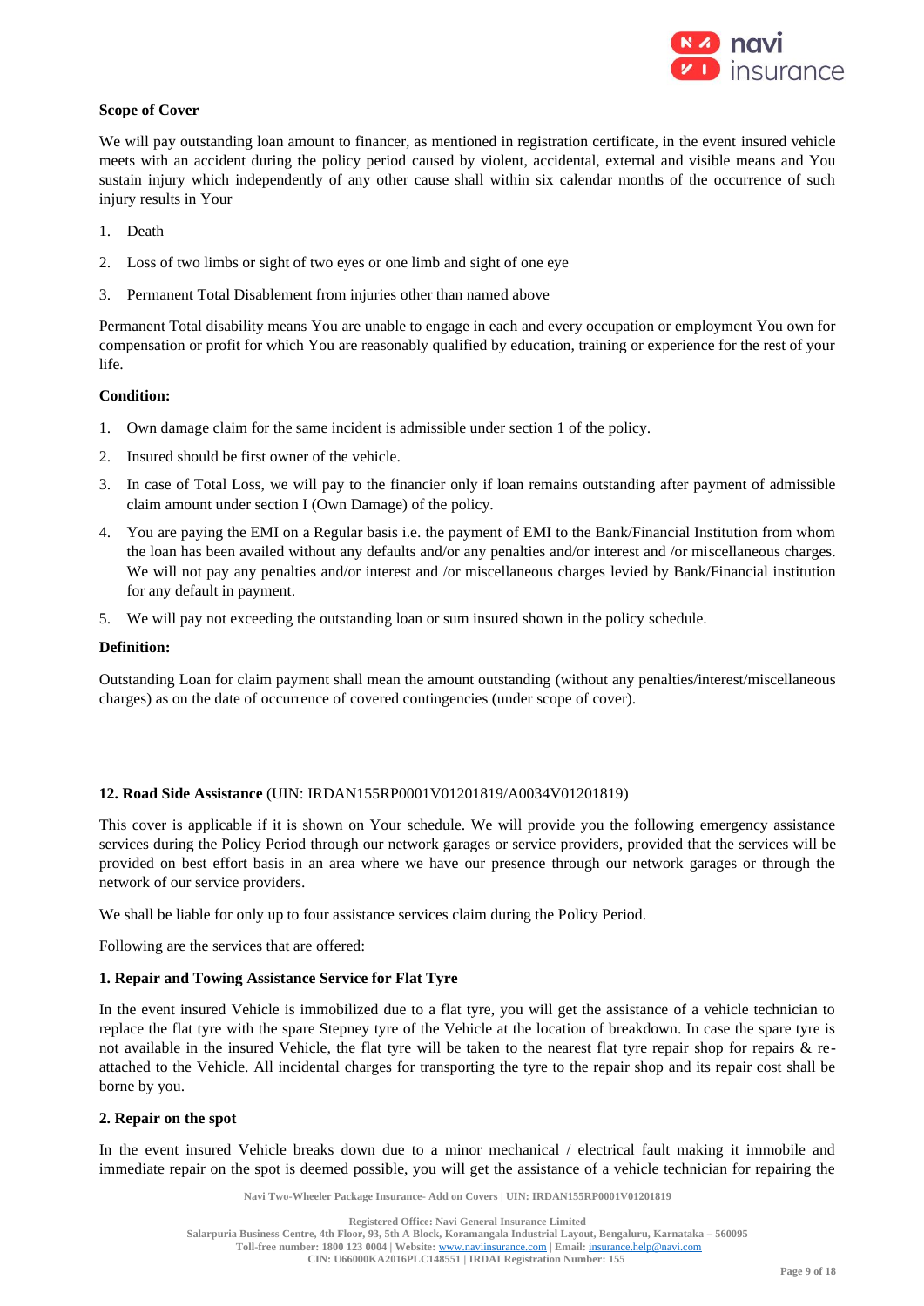**Scope of Cover**

We will pay outstanding loan amount to financer, as mentioned in registration certificate, in the event insured vehicle meets with an accident during the policy period caused by violent, accidental, external and visible means and You sustain injury which independently of any other cause shall within six calendar months of the occurrence of such injury results in Your

1. Death
2. Loss of two limbs or sight of two eyes or one limb and sight of one eye
3. Permanent Total Disablement from injuries other than named above

Permanent Total disability means You are unable to engage in each and every occupation or employment You own for compensation or profit for which You are reasonably qualified by education, training or experience for the rest of your life.

**Condition:**

1. Own damage claim for the same incident is admissible under section 1 of the policy.
2. Insured should be first owner of the vehicle.
3. In case of Total Loss, we will pay to the financier only if loan remains outstanding after payment of admissible claim amount under section I (Own Damage) of the policy.
4. You are paying the EMI on a Regular basis i.e. the payment of EMI to the Bank/Financial Institution from whom the loan has been availed without any defaults and/or any penalties and/or interest and /or miscellaneous charges. We will not pay any penalties and/or interest and /or miscellaneous charges levied by Bank/Financial institution for any default in payment.
5. We will pay not exceeding the outstanding loan or sum insured shown in the policy schedule.

**Definition:**

Outstanding Loan for claim payment shall mean the amount outstanding (without any penalties/interest/miscellaneous charges) as on the date of occurrence of covered contingencies (under scope of cover).

**12. Road Side Assistance** (UIN: IRDAN155RP0001V01201819/A0034V01201819)

This cover is applicable if it is shown on Your schedule. We will provide you the following emergency assistance services during the Policy Period through our network garages or service providers, provided that the services will be provided on best effort basis in an area where we have our presence through our network garages or through the network of our service providers.

We shall be liable for only up to four assistance services claim during the Policy Period.

Following are the services that are offered:

**1. Repair and Towing Assistance Service for Flat Tyre**

In the event insured Vehicle is immobilized due to a flat tyre, you will get the assistance of a vehicle technician to replace the flat tyre with the spare Stepney tyre of the Vehicle at the location of breakdown. In case the spare tyre is not available in the insured Vehicle, the flat tyre will be taken to the nearest flat tyre repair shop for repairs & re-attached to the Vehicle. All incidental charges for transporting the tyre to the repair shop and its repair cost shall be borne by you.

**2. Repair on the spot**

In the event insured Vehicle breaks down due to a minor mechanical / electrical fault making it immobile and immediate repair on the spot is deemed possible, you will get the assistance of a vehicle technician for repairing the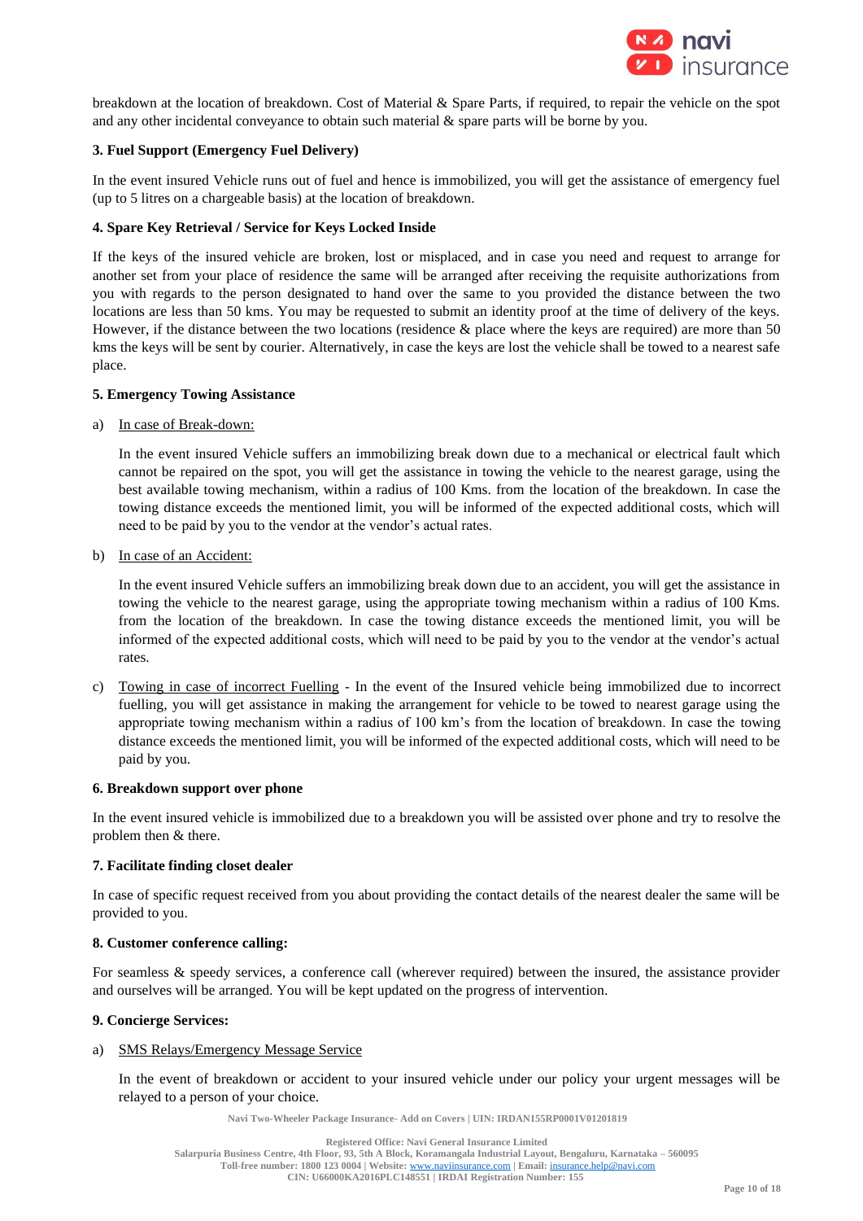breakdown at the location of breakdown. Cost of Material & Spare Parts, if required, to repair the vehicle on the spot and any other incidental conveyance to obtain such material & spare parts will be borne by you.

**3. Fuel Support (Emergency Fuel Delivery)**

In the event insured Vehicle runs out of fuel and hence is immobilized, you will get the assistance of emergency fuel (up to 5 litres on a chargeable basis) at the location of breakdown.

**4. Spare Key Retrieval / Service for Keys Locked Inside**

If the keys of the insured vehicle are broken, lost or misplaced, and in case you need and request to arrange for another set from your place of residence the same will be arranged after receiving the requisite authorizations from you with regards to the person designated to hand over the same to you provided the distance between the two locations are less than 50 kms. You may be requested to submit an identity proof at the time of delivery of the keys. However, if the distance between the two locations (residence & place where the keys are required) are more than 50 kms the keys will be sent by courier. Alternatively, in case the keys are lost the vehicle shall be towed to a nearest safe place.

**5. Emergency Towing Assistance**

a) <u>In case of Break-down:</u>

In the event insured Vehicle suffers an immobilizing break down due to a mechanical or electrical fault which cannot be repaired on the spot, you will get the assistance in towing the vehicle to the nearest garage, using the best available towing mechanism, within a radius of 100 Kms. from the location of the breakdown. In case the towing distance exceeds the mentioned limit, you will be informed of the expected additional costs, which will need to be paid by you to the vendor at the vendor's actual rates.

b) <u>In case of an Accident:</u>

In the event insured Vehicle suffers an immobilizing break down due to an accident, you will get the assistance in towing the vehicle to the nearest garage, using the appropriate towing mechanism within a radius of 100 Kms. from the location of the breakdown. In case the towing distance exceeds the mentioned limit, you will be informed of the expected additional costs, which will need to be paid by you to the vendor at the vendor's actual rates.

c) <u>Towing in case of incorrect Fuelling</u> - In the event of the Insured vehicle being immobilized due to incorrect fuelling, you will get assistance in making the arrangement for vehicle to be towed to nearest garage using the appropriate towing mechanism within a radius of 100 km's from the location of breakdown. In case the towing distance exceeds the mentioned limit, you will be informed of the expected additional costs, which will need to be paid by you.

**6. Breakdown support over phone**

In the event insured vehicle is immobilized due to a breakdown you will be assisted over phone and try to resolve the problem then & there.

**7. Facilitate finding closet dealer**

In case of specific request received from you about providing the contact details of the nearest dealer the same will be provided to you.

**8. Customer conference calling:**

For seamless & speedy services, a conference call (wherever required) between the insured, the assistance provider and ourselves will be arranged. You will be kept updated on the progress of intervention.

**9. Concierge Services:**

a) <u>SMS Relays/Emergency Message Service</u>

In the event of breakdown or accident to your insured vehicle under our policy your urgent messages will be relayed to a person of your choice.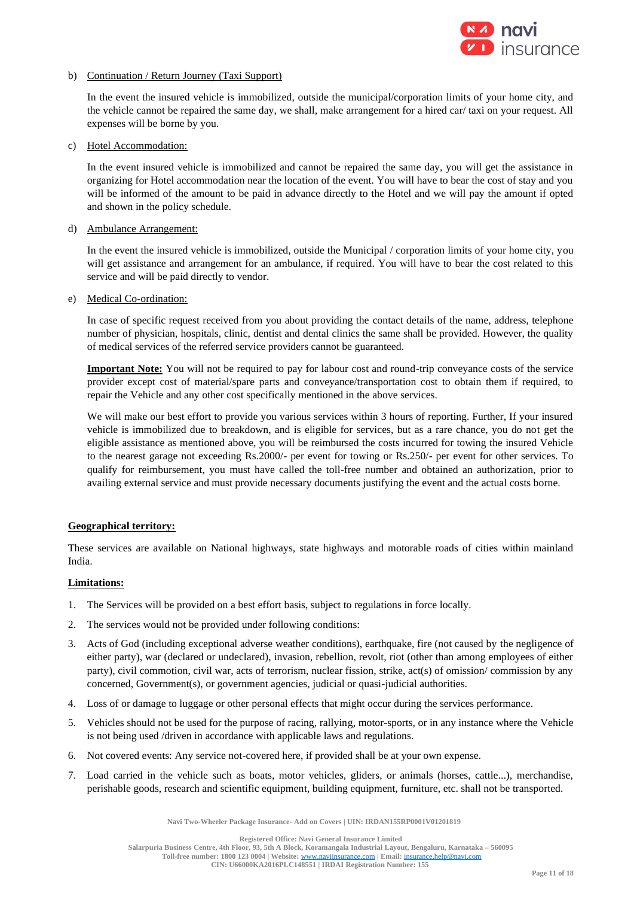b) <u>Continuation / Return Journey (Taxi Support)</u>

In the event the insured vehicle is immobilized, outside the municipal/corporation limits of your home city, and the vehicle cannot be repaired the same day, we shall, make arrangement for a hired car/ taxi on your request. All expenses will be borne by you.

c) <u>Hotel Accommodation:</u>

In the event insured vehicle is immobilized and cannot be repaired the same day, you will get the assistance in organizing for Hotel accommodation near the location of the event. You will have to bear the cost of stay and you will be informed of the amount to be paid in advance directly to the Hotel and we will pay the amount if opted and shown in the policy schedule.

d) <u>Ambulance Arrangement:</u>

In the event the insured vehicle is immobilized, outside the Municipal / corporation limits of your home city, you will get assistance and arrangement for an ambulance, if required. You will have to bear the cost related to this service and will be paid directly to vendor.

e) <u>Medical Co-ordination:</u>

In case of specific request received from you about providing the contact details of the name, address, telephone number of physician, hospitals, clinic, dentist and dental clinics the same shall be provided. However, the quality of medical services of the referred service providers cannot be guaranteed.

**<u>Important Note:</u>** You will not be required to pay for labour cost and round-trip conveyance costs of the service provider except cost of material/spare parts and conveyance/transportation cost to obtain them if required, to repair the Vehicle and any other cost specifically mentioned in the above services.

We will make our best effort to provide you various services within 3 hours of reporting. Further, If your insured vehicle is immobilized due to breakdown, and is eligible for services, but as a rare chance, you do not get the eligible assistance as mentioned above, you will be reimbursed the costs incurred for towing the insured Vehicle to the nearest garage not exceeding Rs.2000/- per event for towing or Rs.250/- per event for other services. To qualify for reimbursement, you must have called the toll-free number and obtained an authorization, prior to availing external service and must provide necessary documents justifying the event and the actual costs borne.

**<u>Geographical territory:</u>**

These services are available on National highways, state highways and motorable roads of cities within mainland India.

**<u>Limitations:</u>**

1. The Services will be provided on a best effort basis, subject to regulations in force locally.
2. The services would not be provided under following conditions:
3. Acts of God (including exceptional adverse weather conditions), earthquake, fire (not caused by the negligence of either party), war (declared or undeclared), invasion, rebellion, revolt, riot (other than among employees of either party), civil commotion, civil war, acts of terrorism, nuclear fission, strike, act(s) of omission/ commission by any concerned, Government(s), or government agencies, judicial or quasi-judicial authorities.
4. Loss of or damage to luggage or other personal effects that might occur during the services performance.
5. Vehicles should not be used for the purpose of racing, rallying, motor-sports, or in any instance where the Vehicle is not being used /driven in accordance with applicable laws and regulations.
6. Not covered events: Any service not-covered here, if provided shall be at your own expense.
7. Load carried in the vehicle such as boats, motor vehicles, gliders, or animals (horses, cattle...), merchandise, perishable goods, research and scientific equipment, building equipment, furniture, etc. shall not be transported.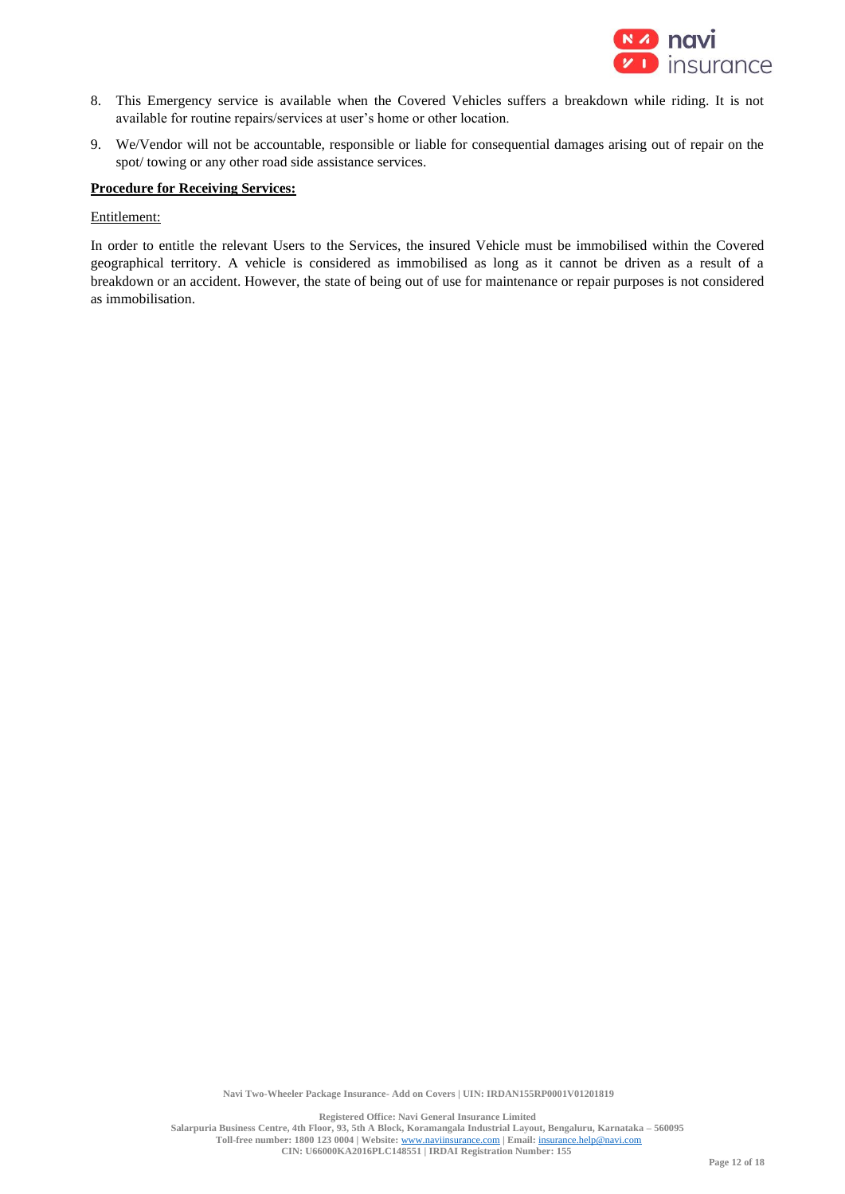8. This Emergency service is available when the Covered Vehicles suffers a breakdown while riding. It is not available for routine repairs/services at user's home or other location.
9. We/Vendor will not be accountable, responsible or liable for consequential damages arising out of repair on the spot/ towing or any other road side assistance services.

**Procedure for Receiving Services:**

Entitlement:

In order to entitle the relevant Users to the Services, the insured Vehicle must be immobilised within the Covered geographical territory. A vehicle is considered as immobilised as long as it cannot be driven as a result of a breakdown or an accident. However, the state of being out of use for maintenance or repair purposes is not considered as immobilisation.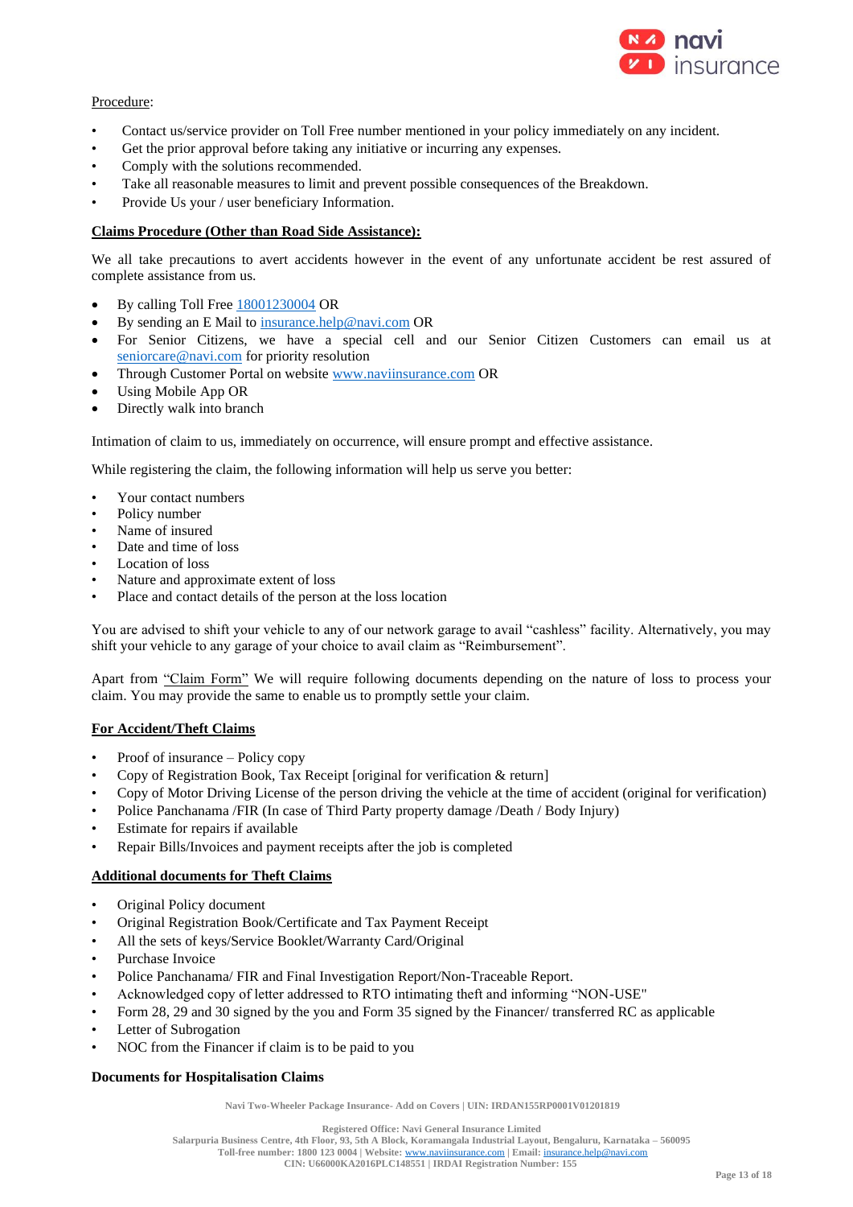Procedure:

- Contact us/service provider on Toll Free number mentioned in your policy immediately on any incident.
- Get the prior approval before taking any initiative or incurring any expenses.
- Comply with the solutions recommended.
- Take all reasonable measures to limit and prevent possible consequences of the Breakdown.
- Provide Us your / user beneficiary Information.

**Claims Procedure (Other than Road Side Assistance):**

We all take precautions to avert accidents however in the event of any unfortunate accident be rest assured of complete assistance from us.

- By calling Toll Free 18001230004 OR
- By sending an E Mail to insurance.help@navi.com OR
- For Senior Citizens, we have a special cell and our Senior Citizen Customers can email us at seniorcare@navi.com for priority resolution
- Through Customer Portal on website www.naviinsurance.com OR
- Using Mobile App OR
- Directly walk into branch

Intimation of claim to us, immediately on occurrence, will ensure prompt and effective assistance.

While registering the claim, the following information will help us serve you better:

- Your contact numbers
- Policy number
- Name of insured
- Date and time of loss
- Location of loss
- Nature and approximate extent of loss
- Place and contact details of the person at the loss location

You are advised to shift your vehicle to any of our network garage to avail "cashless" facility. Alternatively, you may shift your vehicle to any garage of your choice to avail claim as "Reimbursement".

Apart from "Claim Form" We will require following documents depending on the nature of loss to process your claim. You may provide the same to enable us to promptly settle your claim.

**For Accident/Theft Claims**

- Proof of insurance – Policy copy
- Copy of Registration Book, Tax Receipt [original for verification & return]
- Copy of Motor Driving License of the person driving the vehicle at the time of accident (original for verification)
- Police Panchanama /FIR (In case of Third Party property damage /Death / Body Injury)
- Estimate for repairs if available
- Repair Bills/Invoices and payment receipts after the job is completed

**Additional documents for Theft Claims**

- Original Policy document
- Original Registration Book/Certificate and Tax Payment Receipt
- All the sets of keys/Service Booklet/Warranty Card/Original
- Purchase Invoice
- Police Panchanama/ FIR and Final Investigation Report/Non-Traceable Report.
- Acknowledged copy of letter addressed to RTO intimating theft and informing "NON-USE"
- Form 28, 29 and 30 signed by the you and Form 35 signed by the Financer/ transferred RC as applicable
- Letter of Subrogation
- NOC from the Financer if claim is to be paid to you

**Documents for Hospitalisation Claims**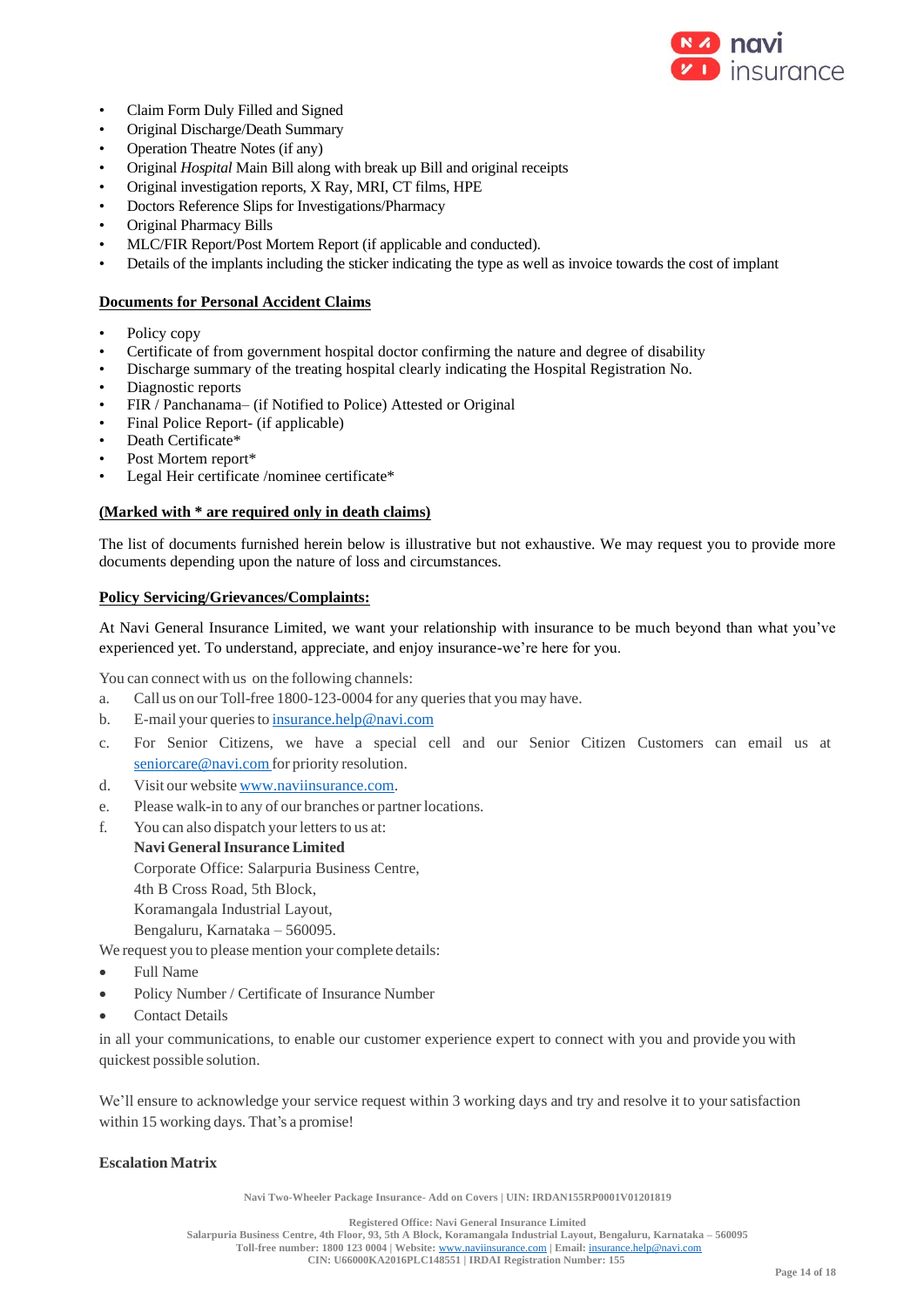- Claim Form Duly Filled and Signed
- Original Discharge/Death Summary
- Operation Theatre Notes (if any)
- Original *Hospital* Main Bill along with break up Bill and original receipts
- Original investigation reports, X Ray, MRI, CT films, HPE
- Doctors Reference Slips for Investigations/Pharmacy
- Original Pharmacy Bills
- MLC/FIR Report/Post Mortem Report (if applicable and conducted).
- Details of the implants including the sticker indicating the type as well as invoice towards the cost of implant

**Documents for Personal Accident Claims**

- Policy copy
- Certificate of from government hospital doctor confirming the nature and degree of disability
- Discharge summary of the treating hospital clearly indicating the Hospital Registration No.
- Diagnostic reports
- FIR / Panchanama– (if Notified to Police) Attested or Original
- Final Police Report- (if applicable)
- Death Certificate*
- Post Mortem report*
- Legal Heir certificate /nominee certificate*

**(Marked with * are required only in death claims)**

The list of documents furnished herein below is illustrative but not exhaustive. We may request you to provide more documents depending upon the nature of loss and circumstances.

**Policy Servicing/Grievances/Complaints:**

At Navi General Insurance Limited, we want your relationship with insurance to be much beyond than what you've experienced yet. To understand, appreciate, and enjoy insurance-we're here for you.

You can connect with us on the following channels:

a. Call us on our Toll-free 1800-123-0004 for any queries that you may have.
b. E-mail your queries to insurance.help@navi.com
c. For Senior Citizens, we have a special cell and our Senior Citizen Customers can email us at seniorcare@navi.com for priority resolution.
d. Visit our website www.naviinsurance.com.
e. Please walk-in to any of our branches or partner locations.
f. You can also dispatch your letters to us at:
   **Navi General Insurance Limited**
   Corporate Office: Salarpuria Business Centre,
   4th B Cross Road, 5th Block,
   Koramangala Industrial Layout,
   Bengaluru, Karnataka – 560095.

We request you to please mention your complete details:

- Full Name
- Policy Number / Certificate of Insurance Number
- Contact Details

in all your communications, to enable our customer experience expert to connect with you and provide you with quickest possible solution.

We'll ensure to acknowledge your service request within 3 working days and try and resolve it to your satisfaction within 15 working days. That's a promise!

**Escalation Matrix**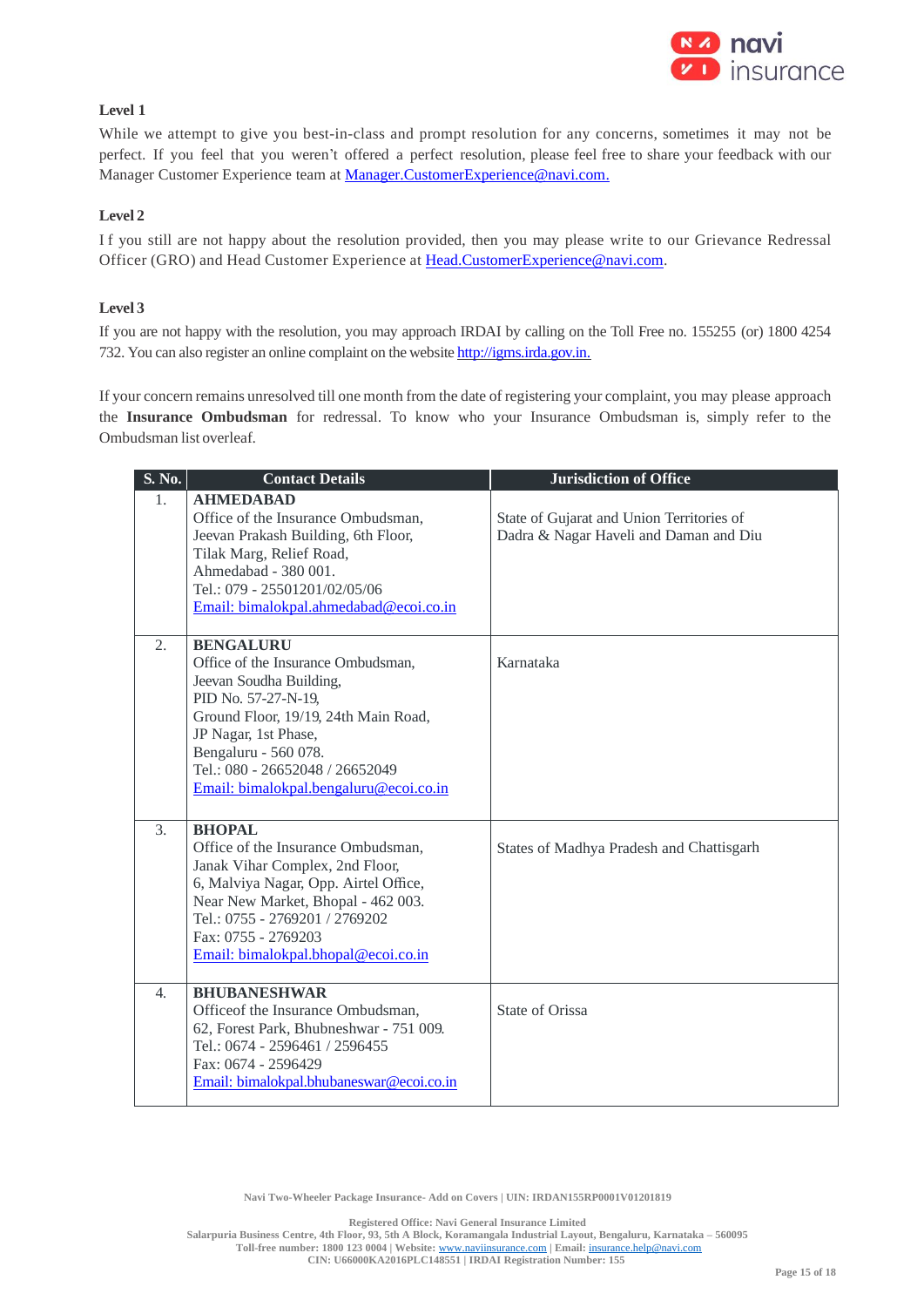**Level 1**

While we attempt to give you best-in-class and prompt resolution for any concerns, sometimes it may not be perfect. If you feel that you weren't offered a perfect resolution, please feel free to share your feedback with our Manager Customer Experience team at Manager.CustomerExperience@navi.com.

**Level 2**

If you still are not happy with the resolution provided, then you may please write to our Grievance Redressal Officer (GRO) and Head Customer Experience at Head.CustomerExperience@navi.com.

**Level 3**

If you are not happy with the resolution, you may approach IRDAI by calling on the Toll Free no. 155255 (or) 1800 4254 732. You can also register an online complaint on the website http://igms.irda.gov.in.

If your concern remains unresolved till one month from the date of registering your complaint, you may please approach the **Insurance Ombudsman** for redressal. To know who your Insurance Ombudsman is, simply refer to the Ombudsman list overleaf.

| S. No. | Contact Details | Jurisdiction of Office |
|---|---|---|
| 1. | **AHMEDABAD**<br>Office of the Insurance Ombudsman,<br>Jeevan Prakash Building, 6th Floor,<br>Tilak Marg, Relief Road,<br>Ahmedabad - 380 001.<br>Tel.: 079 - 25501201/02/05/06<br>Email: bimalokpal.ahmedabad@ecoi.co.in | State of Gujarat and Union Territories of Dadra & Nagar Haveli and Daman and Diu |
| 2. | **BENGALURU**<br>Office of the Insurance Ombudsman,<br>Jeevan Soudha Building,<br>PID No. 57-27-N-19,<br>Ground Floor, 19/19, 24th Main Road,<br>JP Nagar, 1st Phase,<br>Bengaluru - 560 078.<br>Tel.: 080 - 26652048 / 26652049<br>Email: bimalokpal.bengaluru@ecoi.co.in | Karnataka |
| 3. | **BHOPAL**<br>Office of the Insurance Ombudsman,<br>Janak Vihar Complex, 2nd Floor,<br>6, Malviya Nagar, Opp. Airtel Office,<br>Near New Market, Bhopal - 462 003.<br>Tel.: 0755 - 2769201 / 2769202<br>Fax: 0755 - 2769203<br>Email: bimalokpal.bhopal@ecoi.co.in | States of Madhya Pradesh and Chattisgarh |
| 4. | **BHUBANESHWAR**<br>Officeof the Insurance Ombudsman,<br>62, Forest Park, Bhubneshwar - 751 009.<br>Tel.: 0674 - 2596461 / 2596455<br>Fax: 0674 - 2596429<br>Email: bimalokpal.bhubaneswar@ecoi.co.in | State of Orissa |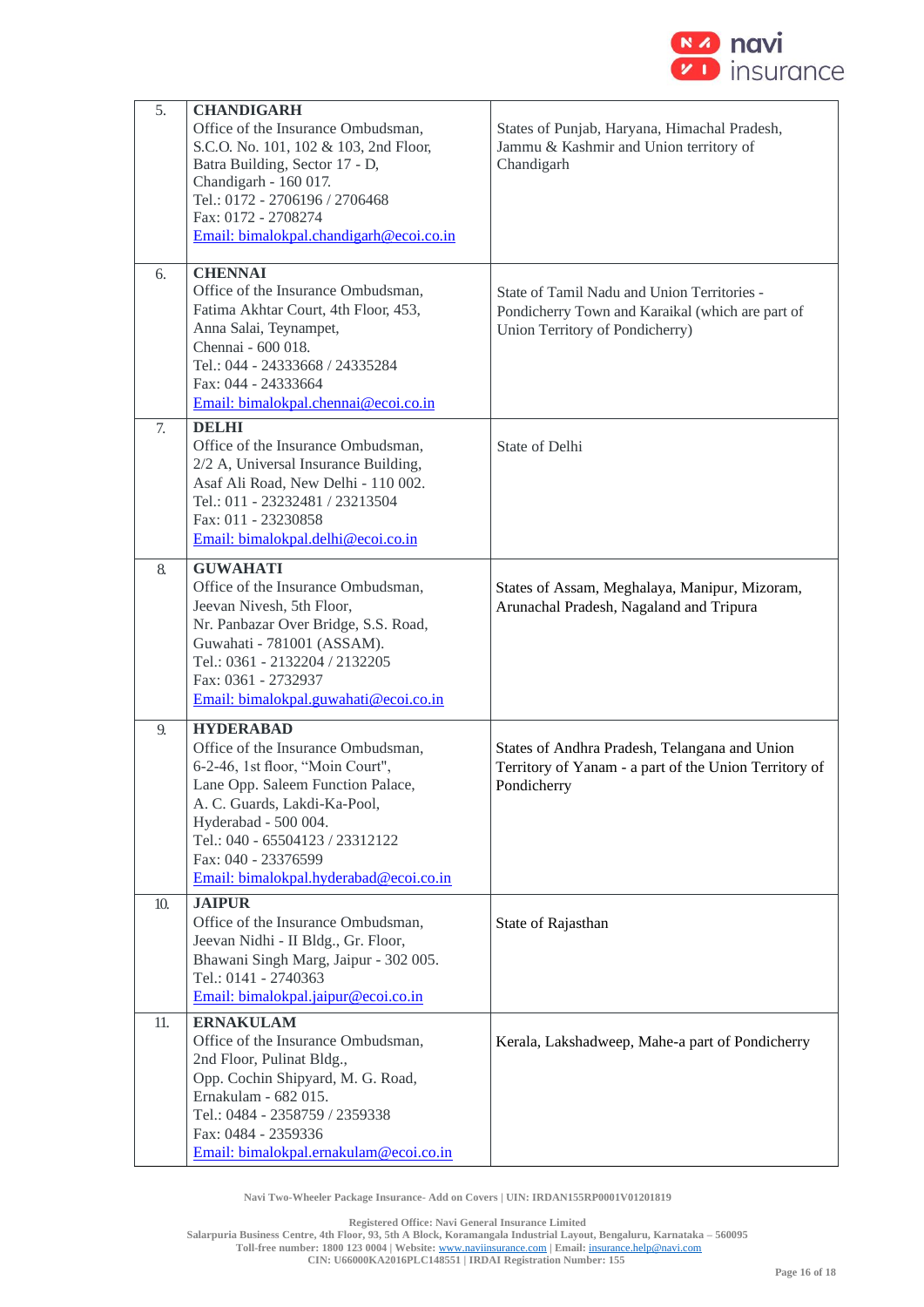| | | |
|---|---|---|
| 5. | **CHANDIGARH**<br>Office of the Insurance Ombudsman,<br>S.C.O. No. 101, 102 & 103, 2nd Floor,<br>Batra Building, Sector 17 - D,<br>Chandigarh - 160 017.<br>Tel.: 0172 - 2706196 / 2706468<br>Fax: 0172 - 2708274<br>Email: bimalokpal.chandigarh@ecoi.co.in | States of Punjab, Haryana, Himachal Pradesh, Jammu & Kashmir and Union territory of Chandigarh |
| 6. | **CHENNAI**<br>Office of the Insurance Ombudsman,<br>Fatima Akhtar Court, 4th Floor, 453,<br>Anna Salai, Teynampet,<br>Chennai - 600 018.<br>Tel.: 044 - 24333668 / 24335284<br>Fax: 044 - 24333664<br>Email: bimalokpal.chennai@ecoi.co.in | State of Tamil Nadu and Union Territories - Pondicherry Town and Karaikal (which are part of Union Territory of Pondicherry) |
| 7. | **DELHI**<br>Office of the Insurance Ombudsman,<br>2/2 A, Universal Insurance Building,<br>Asaf Ali Road, New Delhi - 110 002.<br>Tel.: 011 - 23232481 / 23213504<br>Fax: 011 - 23230858<br>Email: bimalokpal.delhi@ecoi.co.in | State of Delhi |
| 8. | **GUWAHATI**<br>Office of the Insurance Ombudsman,<br>Jeevan Nivesh, 5th Floor,<br>Nr. Panbazar Over Bridge, S.S. Road,<br>Guwahati - 781001 (ASSAM).<br>Tel.: 0361 - 2132204 / 2132205<br>Fax: 0361 - 2732937<br>Email: bimalokpal.guwahati@ecoi.co.in | States of Assam, Meghalaya, Manipur, Mizoram, Arunachal Pradesh, Nagaland and Tripura |
| 9. | **HYDERABAD**<br>Office of the Insurance Ombudsman,<br>6-2-46, 1st floor, "Moin Court",<br>Lane Opp. Saleem Function Palace,<br>A. C. Guards, Lakdi-Ka-Pool,<br>Hyderabad - 500 004.<br>Tel.: 040 - 65504123 / 23312122<br>Fax: 040 - 23376599<br>Email: bimalokpal.hyderabad@ecoi.co.in | States of Andhra Pradesh, Telangana and Union Territory of Yanam - a part of the Union Territory of Pondicherry |
| 10. | **JAIPUR**<br>Office of the Insurance Ombudsman,<br>Jeevan Nidhi - II Bldg., Gr. Floor,<br>Bhawani Singh Marg, Jaipur - 302 005.<br>Tel.: 0141 - 2740363<br>Email: bimalokpal.jaipur@ecoi.co.in | State of Rajasthan |
| 11. | **ERNAKULAM**<br>Office of the Insurance Ombudsman,<br>2nd Floor, Pulinat Bldg.,<br>Opp. Cochin Shipyard, M. G. Road,<br>Ernakulam - 682 015.<br>Tel.: 0484 - 2358759 / 2359338<br>Fax: 0484 - 2359336<br>Email: bimalokpal.ernakulam@ecoi.co.in | Kerala, Lakshadweep, Mahe-a part of Pondicherry |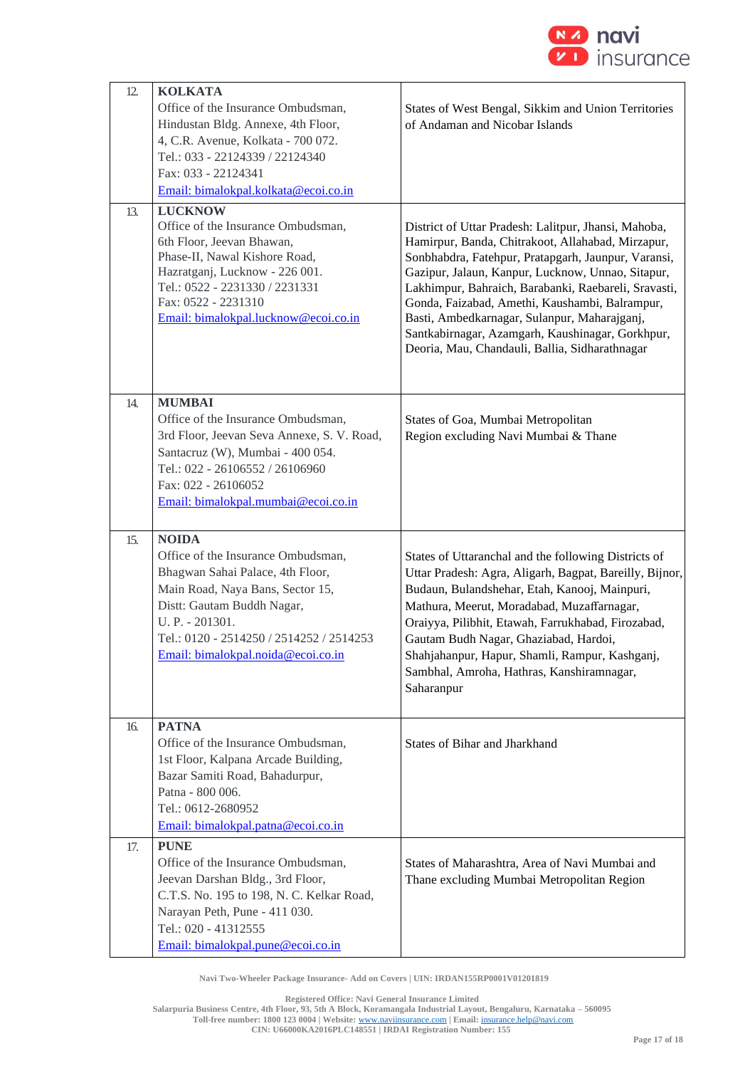| | | |
|---|---|---|
| 12. | **KOLKATA**<br>Office of the Insurance Ombudsman,<br>Hindustan Bldg. Annexe, 4th Floor,<br>4, C.R. Avenue, Kolkata - 700 072.<br>Tel.: 033 - 22124339 / 22124340<br>Fax: 033 - 22124341<br>Email: bimalokpal.kolkata@ecoi.co.in | States of West Bengal, Sikkim and Union Territories of Andaman and Nicobar Islands |
| 13. | **LUCKNOW**<br>Office of the Insurance Ombudsman,<br>6th Floor, Jeevan Bhawan,<br>Phase-II, Nawal Kishore Road,<br>Hazratganj, Lucknow - 226 001.<br>Tel.: 0522 - 2231330 / 2231331<br>Fax: 0522 - 2231310<br>Email: bimalokpal.lucknow@ecoi.co.in | District of Uttar Pradesh: Lalitpur, Jhansi, Mahoba, Hamirpur, Banda, Chitrakoot, Allahabad, Mirzapur, Sonbhabdra, Fatehpur, Pratapgarh, Jaunpur, Varansi, Gazipur, Jalaun, Kanpur, Lucknow, Unnao, Sitapur, Lakhimpur, Bahraich, Barabanki, Raebareli, Sravasti, Gonda, Faizabad, Amethi, Kaushambi, Balrampur, Basti, Ambedkarnagar, Sulanpur, Maharajganj, Santkabirnagar, Azamgarh, Kaushinagar, Gorkhpur, Deoria, Mau, Chandauli, Ballia, Sidharathnagar |
| 14. | **MUMBAI**<br>Office of the Insurance Ombudsman,<br>3rd Floor, Jeevan Seva Annexe, S. V. Road,<br>Santacruz (W), Mumbai - 400 054.<br>Tel.: 022 - 26106552 / 26106960<br>Fax: 022 - 26106052<br>Email: bimalokpal.mumbai@ecoi.co.in | States of Goa, Mumbai Metropolitan Region excluding Navi Mumbai & Thane |
| 15. | **NOIDA**<br>Office of the Insurance Ombudsman,<br>Bhagwan Sahai Palace, 4th Floor,<br>Main Road, Naya Bans, Sector 15,<br>Distt: Gautam Buddh Nagar,<br>U. P. - 201301.<br>Tel.: 0120 - 2514250 / 2514252 / 2514253<br>Email: bimalokpal.noida@ecoi.co.in | States of Uttaranchal and the following Districts of Uttar Pradesh: Agra, Aligarh, Bagpat, Bareilly, Bijnor, Budaun, Bulandshehar, Etah, Kanooj, Mainpuri, Mathura, Meerut, Moradabad, Muzaffarnagar, Oraiyya, Pilibhit, Etawah, Farrukhabad, Firozabad, Gautam Budh Nagar, Ghaziabad, Hardoi, Shahjahanpur, Hapur, Shamli, Rampur, Kashganj, Sambhal, Amroha, Hathras, Kanshiramnagar, Saharanpur |
| 16. | **PATNA**<br>Office of the Insurance Ombudsman,<br>1st Floor, Kalpana Arcade Building,<br>Bazar Samiti Road, Bahadurpur,<br>Patna - 800 006.<br>Tel.: 0612-2680952<br>Email: bimalokpal.patna@ecoi.co.in | States of Bihar and Jharkhand |
| 17. | **PUNE**<br>Office of the Insurance Ombudsman,<br>Jeevan Darshan Bldg., 3rd Floor,<br>C.T.S. No. 195 to 198, N. C. Kelkar Road,<br>Narayan Peth, Pune - 411 030.<br>Tel.: 020 - 41312555<br>Email: bimalokpal.pune@ecoi.co.in | States of Maharashtra, Area of Navi Mumbai and Thane excluding Mumbai Metropolitan Region |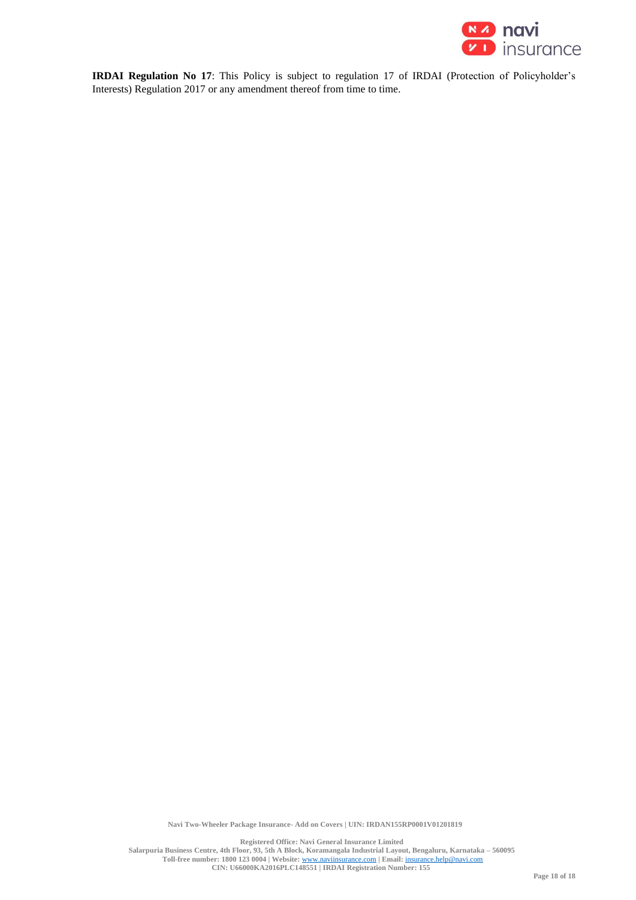**IRDAI Regulation No 17**: This Policy is subject to regulation 17 of IRDAI (Protection of Policyholder's Interests) Regulation 2017 or any amendment thereof from time to time.